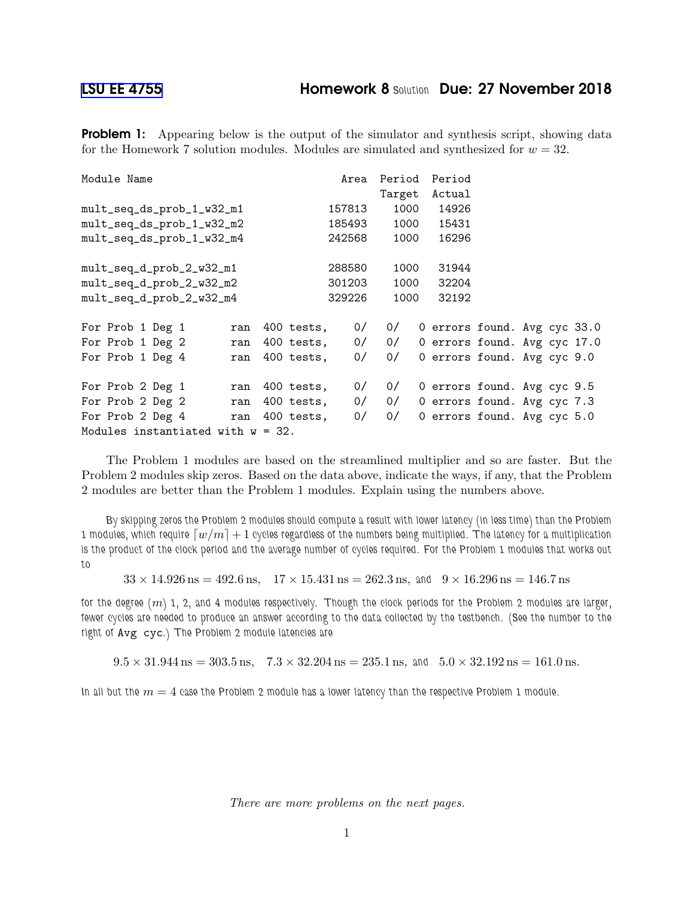# LSU EE 4755 — Homework 8 Solution — Due: 27 November 2018

**Problem 1:** Appearing below is the output of the simulator and synthesis script, showing data for the Homework 7 solution modules. Modules are simulated and synthesized for $w = 32$.

```
Module Name                             Area   Period  Period
                                               Target  Actual
mult_seq_ds_prob_1_w32_m1             157813    1000    14926
mult_seq_ds_prob_1_w32_m2             185493    1000    15431
mult_seq_ds_prob_1_w32_m4             242568    1000    16296

mult_seq_d_prob_2_w32_m1              288580    1000    31944
mult_seq_d_prob_2_w32_m2              301203    1000    32204
mult_seq_d_prob_2_w32_m4              329226    1000    32192

For Prob 1 Deg 1       ran  400 tests,    0/   0/   0 errors found. Avg cyc 33.0
For Prob 1 Deg 2       ran  400 tests,    0/   0/   0 errors found. Avg cyc 17.0
For Prob 1 Deg 4       ran  400 tests,    0/   0/   0 errors found. Avg cyc 9.0

For Prob 2 Deg 1       ran  400 tests,    0/   0/   0 errors found. Avg cyc 9.5
For Prob 2 Deg 2       ran  400 tests,    0/   0/   0 errors found. Avg cyc 7.3
For Prob 2 Deg 4       ran  400 tests,    0/   0/   0 errors found. Avg cyc 5.0
Modules instantiated with w = 32.
```

The Problem 1 modules are based on the streamlined multiplier and so are faster. But the Problem 2 modules skip zeros. Based on the data above, indicate the ways, if any, that the Problem 2 modules are better than the Problem 1 modules. Explain using the numbers above.

By skipping zeros the Problem 2 modules should compute a result with lower latency (in less time) than the Problem 1 modules, which require $\lceil w/m \rceil + 1$ cycles regardless of the numbers being multiplied. The latency for a multiplication is the product of the clock period and the average number of cycles required. For the Problem 1 modules that works out to

$$33 \times 14.926\,\text{ns} = 492.6\,\text{ns}, \quad 17 \times 15.431\,\text{ns} = 262.3\,\text{ns}, \text{ and } \quad 9 \times 16.296\,\text{ns} = 146.7\,\text{ns}$$

for the degree ($m$) 1, 2, and 4 modules respectively. Though the clock periods for the Problem 2 modules are larger, fewer cycles are needed to produce an answer according to the data collected by the testbench. (See the number to the right of `Avg cyc`.) The Problem 2 module latencies are

$$9.5 \times 31.944\,\text{ns} = 303.5\,\text{ns}, \quad 7.3 \times 32.204\,\text{ns} = 235.1\,\text{ns}, \text{ and } \quad 5.0 \times 32.192\,\text{ns} = 161.0\,\text{ns}.$$

In all but the $m = 4$ case the Problem 2 module has a lower latency than the respective Problem 1 module.

*There are more problems on the next pages.*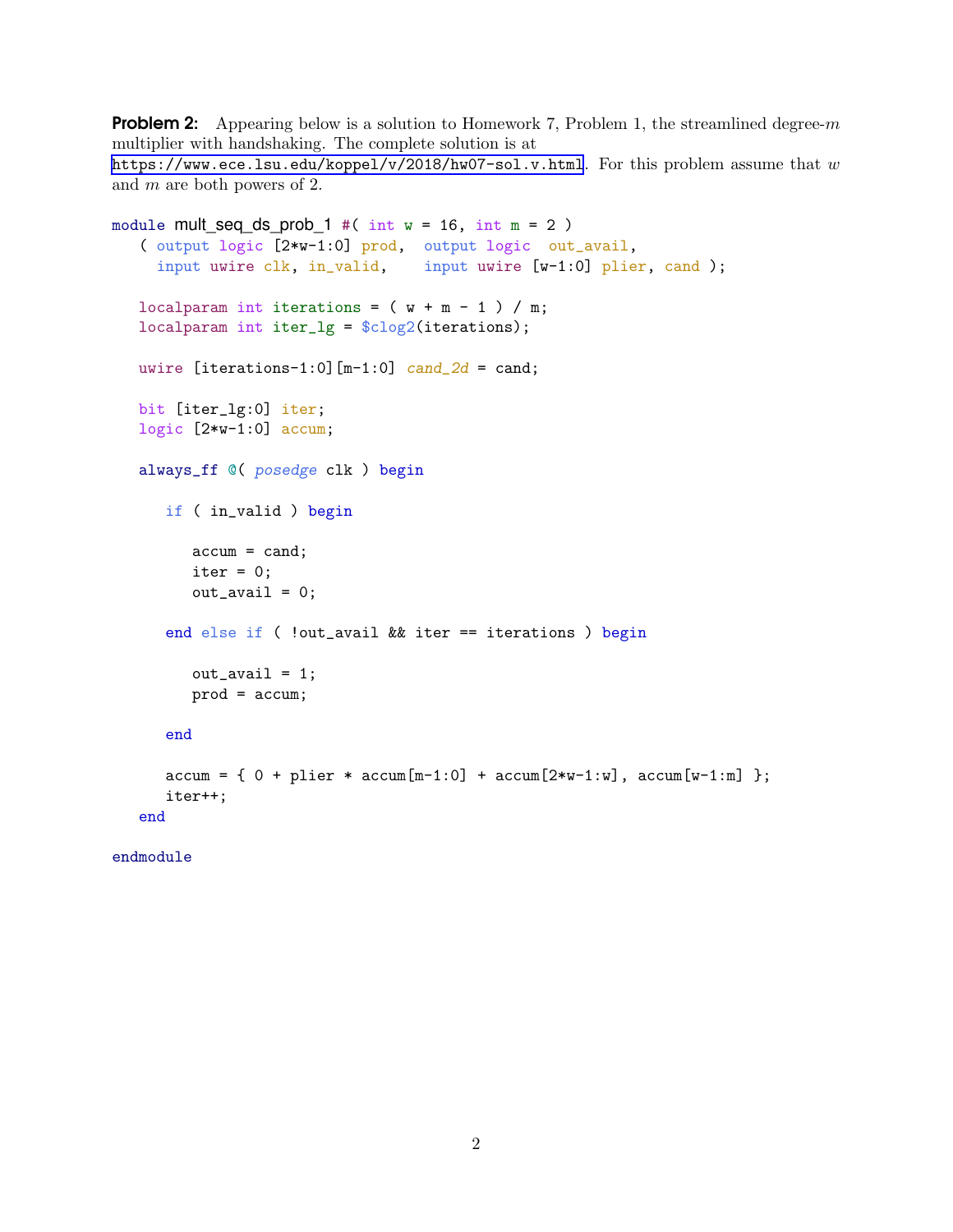**Problem 2:** Appearing below is a solution to Homework 7, Problem 1, the streamlined degree-$m$ multiplier with handshaking. The complete solution is at https://www.ece.lsu.edu/koppel/v/2018/hw07-sol.v.html. For this problem assume that $w$ and $m$ are both powers of 2.

```
module mult_seq_ds_prob_1 #( int w = 16, int m = 2 )
   ( output logic [2*w-1:0] prod,  output logic  out_avail,
     input uwire clk, in_valid,    input uwire [w-1:0] plier, cand );

   localparam int iterations = ( w + m - 1 ) / m;
   localparam int iter_lg = $clog2(iterations);

   uwire [iterations-1:0][m-1:0] cand_2d = cand;

   bit [iter_lg:0] iter;
   logic [2*w-1:0] accum;

   always_ff @( posedge clk ) begin

      if ( in_valid ) begin

         accum = cand;
         iter = 0;
         out_avail = 0;

      end else if ( !out_avail && iter == iterations ) begin

         out_avail = 1;
         prod = accum;

      end

      accum = { 0 + plier * accum[m-1:0] + accum[2*w-1:w], accum[w-1:m] };
      iter++;
   end

endmodule
```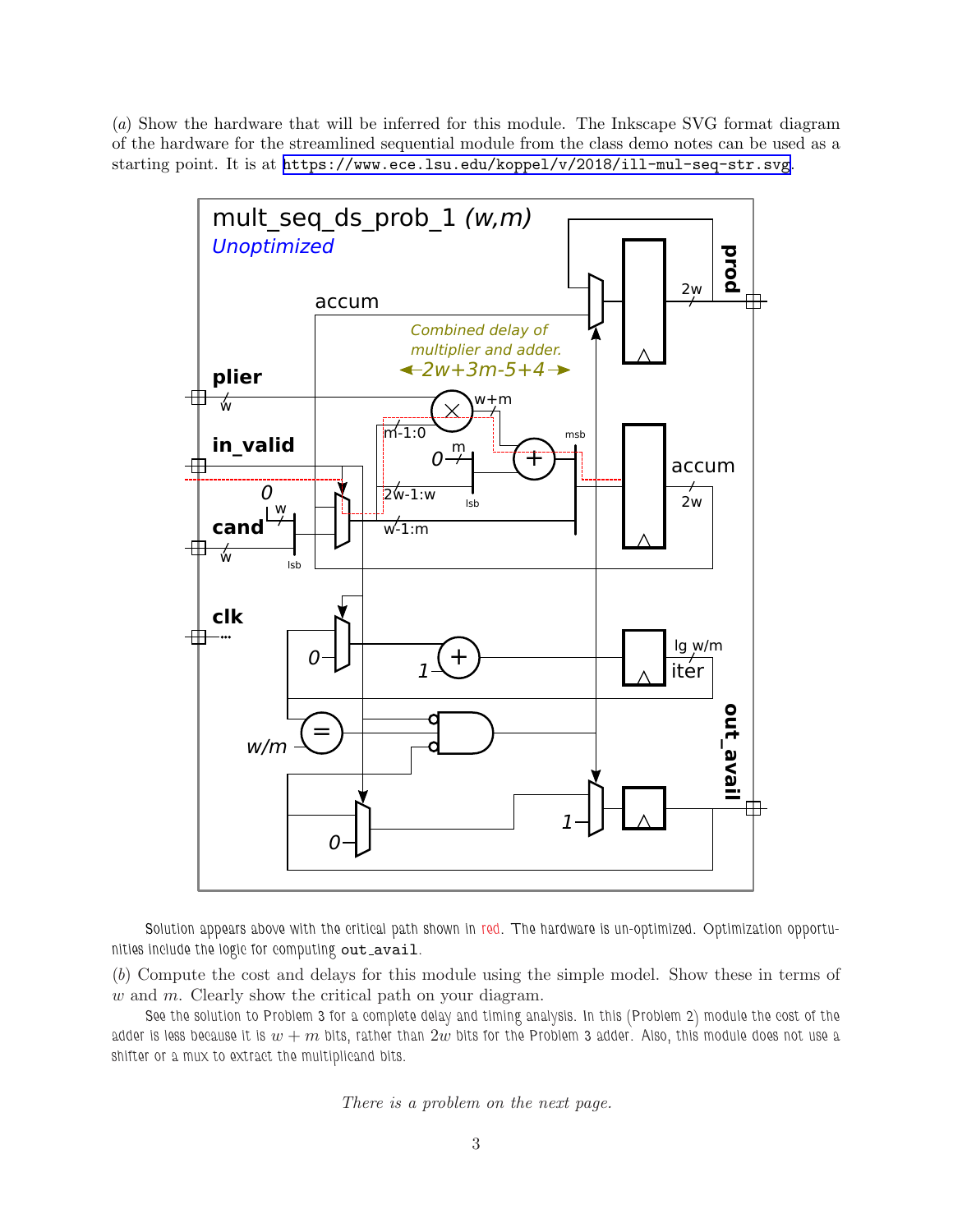(*a*) Show the hardware that will be inferred for this module. The Inkscape SVG format diagram of the hardware for the streamlined sequential module from the class demo notes can be used as a starting point. It is at https://www.ece.lsu.edu/koppel/v/2018/ill-mul-seq-str.svg.

Solution appears above with the critical path shown in red. The hardware is un-optimized. Optimization opportunities include the logic for computing `out_avail`.

(*b*) Compute the cost and delays for this module using the simple model. Show these in terms of $w$ and $m$. Clearly show the critical path on your diagram.

See the solution to Problem 3 for a complete delay and timing analysis. In this (Problem 2) module the cost of the adder is less because it is $w + m$ bits, rather than $2w$ bits for the Problem 3 adder. Also, this module does not use a shifter or a mux to extract the multiplicand bits.

*There is a problem on the next page.*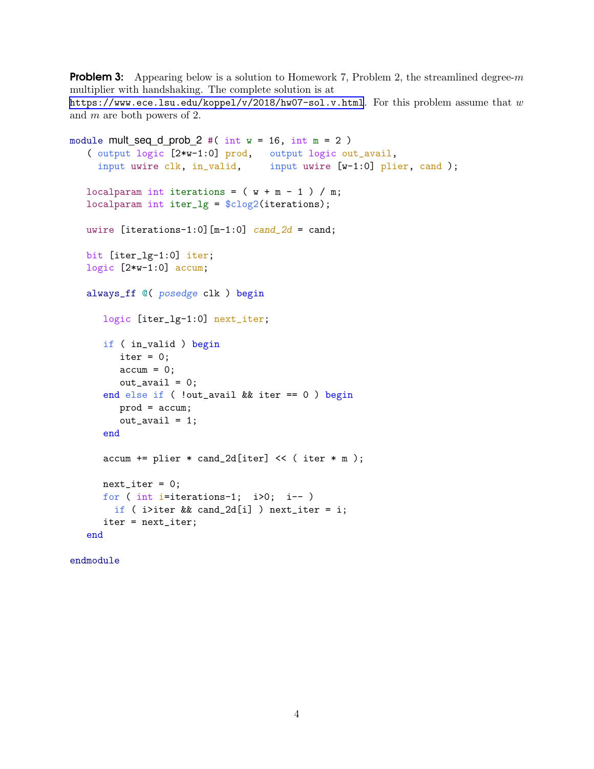**Problem 3:** Appearing below is a solution to Homework 7, Problem 2, the streamlined degree-$m$ multiplier with handshaking. The complete solution is at https://www.ece.lsu.edu/koppel/v/2018/hw07-sol.v.html. For this problem assume that $w$ and $m$ are both powers of 2.

```
module mult_seq_d_prob_2 #( int w = 16, int m = 2 )
   ( output logic [2*w-1:0] prod,   output logic out_avail,
     input uwire clk, in_valid,     input uwire [w-1:0] plier, cand );

   localparam int iterations = ( w + m - 1 ) / m;
   localparam int iter_lg = $clog2(iterations);

   uwire [iterations-1:0][m-1:0] cand_2d = cand;

   bit [iter_lg-1:0] iter;
   logic [2*w-1:0] accum;

   always_ff @( posedge clk ) begin

      logic [iter_lg-1:0] next_iter;

      if ( in_valid ) begin
         iter = 0;
         accum = 0;
         out_avail = 0;
      end else if ( !out_avail && iter == 0 ) begin
         prod = accum;
         out_avail = 1;
      end

      accum += plier * cand_2d[iter] << ( iter * m );

      next_iter = 0;
      for ( int i=iterations-1;  i>0;  i-- )
        if ( i>iter && cand_2d[i] ) next_iter = i;
      iter = next_iter;
   end

endmodule
```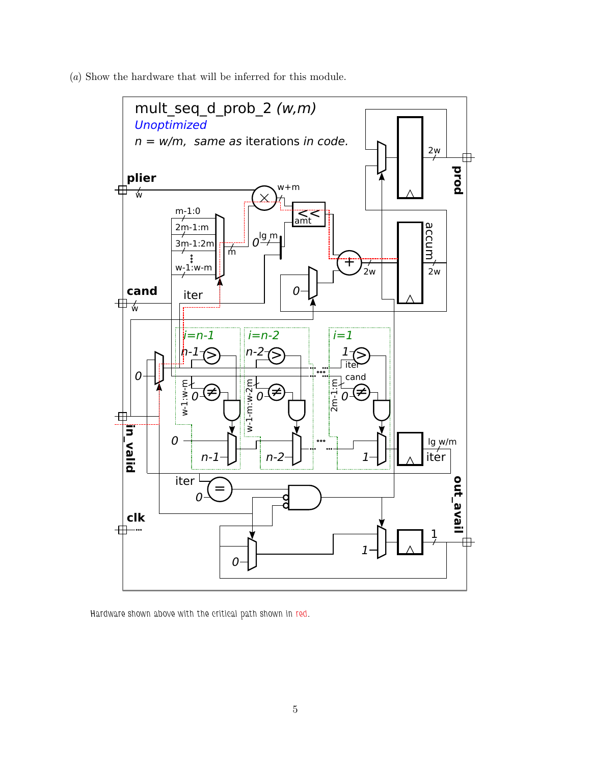(*a*) Show the hardware that will be inferred for this module.

Hardware shown above with the critical path shown in red.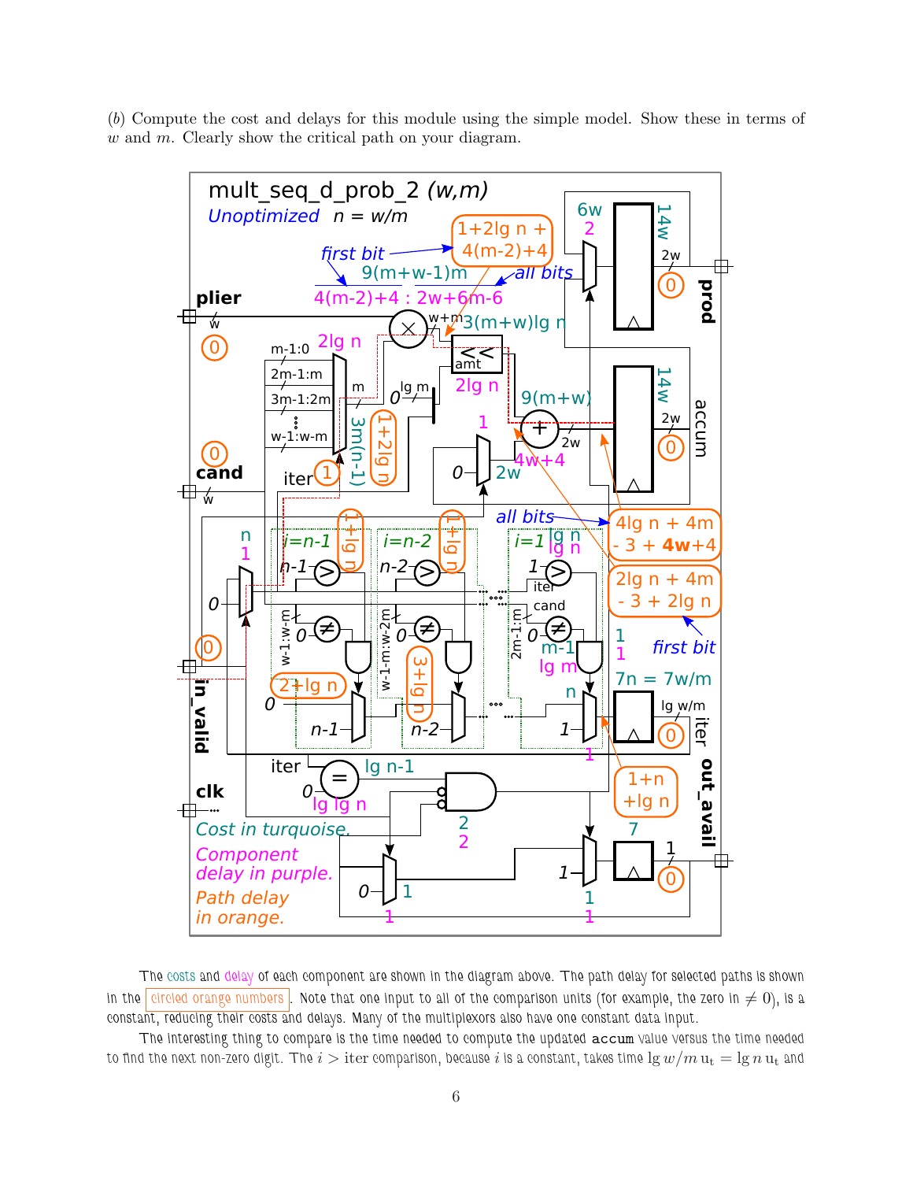(*b*) Compute the cost and delays for this module using the simple model. Show these in terms of $w$ and $m$. Clearly show the critical path on your diagram.

The costs and delay of each component are shown in the diagram above. The path delay for selected paths is shown in the circled orange numbers. Note that one input to all of the comparison units (for example, the zero in $\neq 0$), is a constant, reducing their costs and delays. Many of the multiplexors also have one constant data input.

The interesting thing to compare is the time needed to compute the updated accum value versus the time needed to find the next non-zero digit. The $i >$ iter comparison, because $i$ is a constant, takes time $\lg w/m\, \mathrm{u_t} = \lg n\, \mathrm{u_t}$ and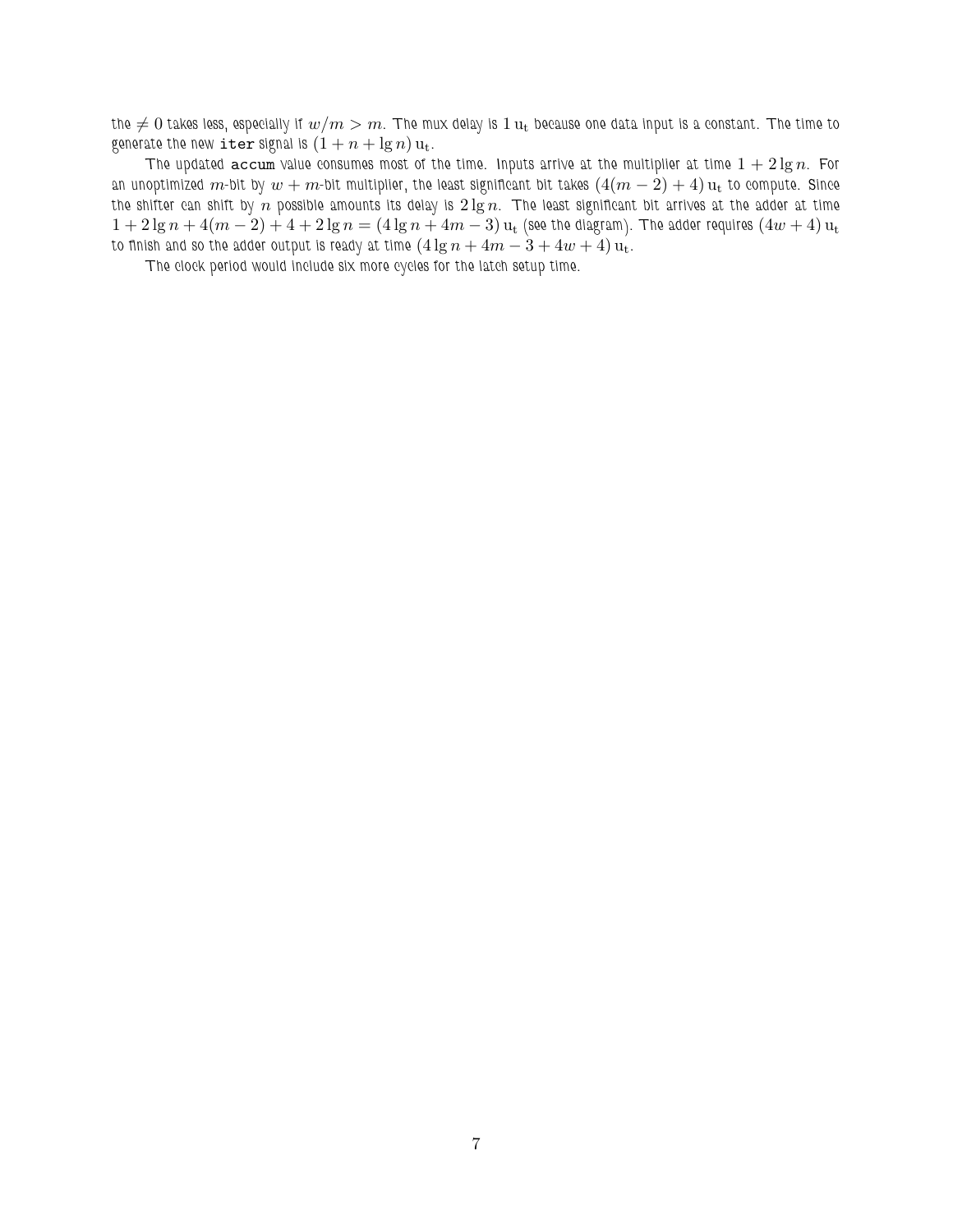the $\neq 0$ takes less, especially if $w/m > m$. The mux delay is $1\,\mathrm{u_t}$ because one data input is a constant. The time to generate the new `iter` signal is $(1 + n + \lg n)\,\mathrm{u_t}$.

The updated `accum` value consumes most of the time. Inputs arrive at the multiplier at time $1 + 2\lg n$. For an unoptimized $m$-bit by $w + m$-bit multiplier, the least significant bit takes $(4(m-2)+4)\,\mathrm{u_t}$ to compute. Since the shifter can shift by $n$ possible amounts its delay is $2\lg n$. The least significant bit arrives at the adder at time $1 + 2\lg n + 4(m-2) + 4 + 2\lg n = (4\lg n + 4m - 3)\,\mathrm{u_t}$ (see the diagram). The adder requires $(4w+4)\,\mathrm{u_t}$ to finish and so the adder output is ready at time $(4\lg n + 4m - 3 + 4w + 4)\,\mathrm{u_t}$.

The clock period would include six more cycles for the latch setup time.